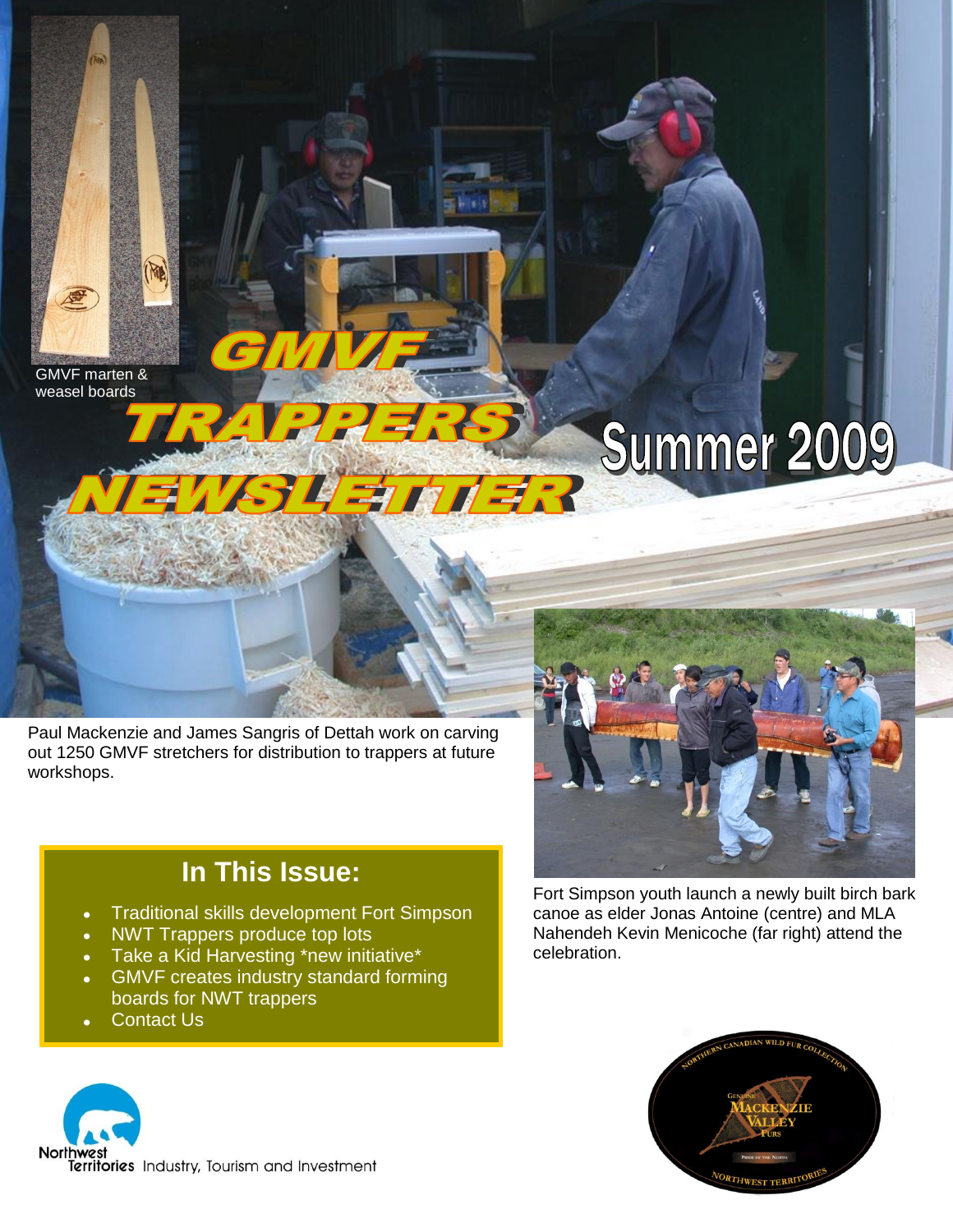# GMVF TRAPPERS NEWSLETTER

## Summer 2009

GMVF marten & weasel boards

Paul Mackenzie and James Sangris of Dettah work on carving out 1250 GMVF stretchers for distribution to trappers at future workshops.

Fort Simpson youth launch a newly built birch bark canoe as elder Jonas Antoine (centre) and MLA Nahendeh Kevin Menicoche (far right) attend the celebration.

## In This Issue:

- Traditional skills development Fort Simpson
- NWT Trappers produce top lots
- Take a Kid Harvesting *new initiative*
- GMVF creates industry standard forming boards for NWT trappers
- Contact Us

Northwest Territories Industry, Tourism and Investment

Northern Canadian Wild Fur Collection – Genuine Mackenzie Valley Furs – Pride of the North – Northwest Territories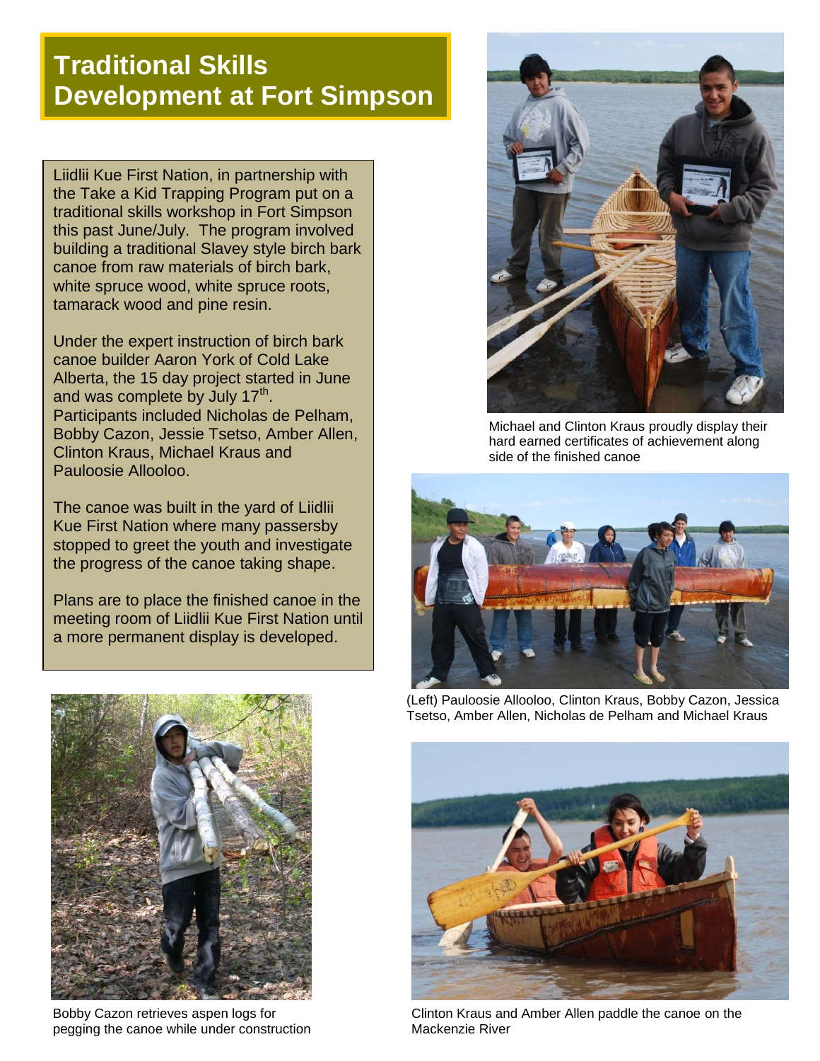# Traditional Skills Development at Fort Simpson

Liidlii Kue First Nation, in partnership with the Take a Kid Trapping Program put on a traditional skills workshop in Fort Simpson this past June/July. The program involved building a traditional Slavey style birch bark canoe from raw materials of birch bark, white spruce wood, white spruce roots, tamarack wood and pine resin.

Under the expert instruction of birch bark canoe builder Aaron York of Cold Lake Alberta, the 15 day project started in June and was complete by July 17th. Participants included Nicholas de Pelham, Bobby Cazon, Jessie Tsetso, Amber Allen, Clinton Kraus, Michael Kraus and Pauloosie Allooloo.

The canoe was built in the yard of Liidlii Kue First Nation where many passersby stopped to greet the youth and investigate the progress of the canoe taking shape.

Plans are to place the finished canoe in the meeting room of Liidlii Kue First Nation until a more permanent display is developed.

Michael and Clinton Kraus proudly display their hard earned certificates of achievement along side of the finished canoe

(Left) Pauloosie Allooloo, Clinton Kraus, Bobby Cazon, Jessica Tsetso, Amber Allen, Nicholas de Pelham and Michael Kraus

Bobby Cazon retrieves aspen logs for pegging the canoe while under construction

Clinton Kraus and Amber Allen paddle the canoe on the Mackenzie River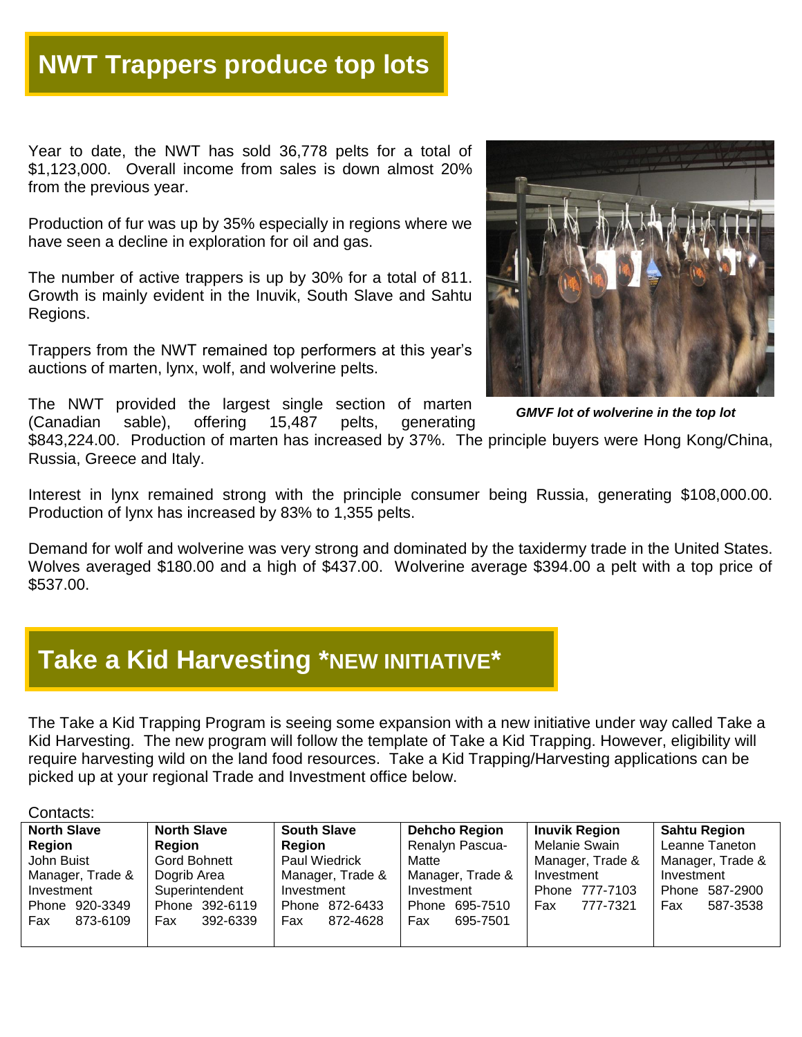## NWT Trappers produce top lots

Year to date, the NWT has sold 36,778 pelts for a total of $1,123,000. Overall income from sales is down almost 20% from the previous year.

Production of fur was up by 35% especially in regions where we have seen a decline in exploration for oil and gas.

The number of active trappers is up by 30% for a total of 811. Growth is mainly evident in the Inuvik, South Slave and Sahtu Regions.

Trappers from the NWT remained top performers at this year's auctions of marten, lynx, wolf, and wolverine pelts.

***GMVF lot of wolverine in the top lot***

The NWT provided the largest single section of marten (Canadian sable), offering 15,487 pelts, generating $843,224.00. Production of marten has increased by 37%. The principle buyers were Hong Kong/China, Russia, Greece and Italy.

Interest in lynx remained strong with the principle consumer being Russia, generating $108,000.00. Production of lynx has increased by 83% to 1,355 pelts.

Demand for wolf and wolverine was very strong and dominated by the taxidermy trade in the United States. Wolves averaged $180.00 and a high of $437.00. Wolverine average $394.00 a pelt with a top price of $537.00.

## Take a Kid Harvesting *NEW INITIATIVE*

The Take a Kid Trapping Program is seeing some expansion with a new initiative under way called Take a Kid Harvesting. The new program will follow the template of Take a Kid Trapping. However, eligibility will require harvesting wild on the land food resources. Take a Kid Trapping/Harvesting applications can be picked up at your regional Trade and Investment office below.

Contacts:

| North Slave Region | North Slave Region | South Slave Region | Dehcho Region | Inuvik Region | Sahtu Region |
|---|---|---|---|---|---|
| John Buist | Gord Bohnett | Paul Wiedrick | Renalyn Pascua-Matte | Melanie Swain | Leanne Taneton |
| Manager, Trade & Investment | Dogrib Area Superintendent | Manager, Trade & Investment | Manager, Trade & Investment | Manager, Trade & Investment | Manager, Trade & Investment |
| Phone 920-3349 | Phone 392-6119 | Phone 872-6433 | Phone 695-7510 | Phone 777-7103 | Phone 587-2900 |
| Fax 873-6109 | Fax 392-6339 | Fax 872-4628 | Fax 695-7501 | Fax 777-7321 | Fax 587-3538 |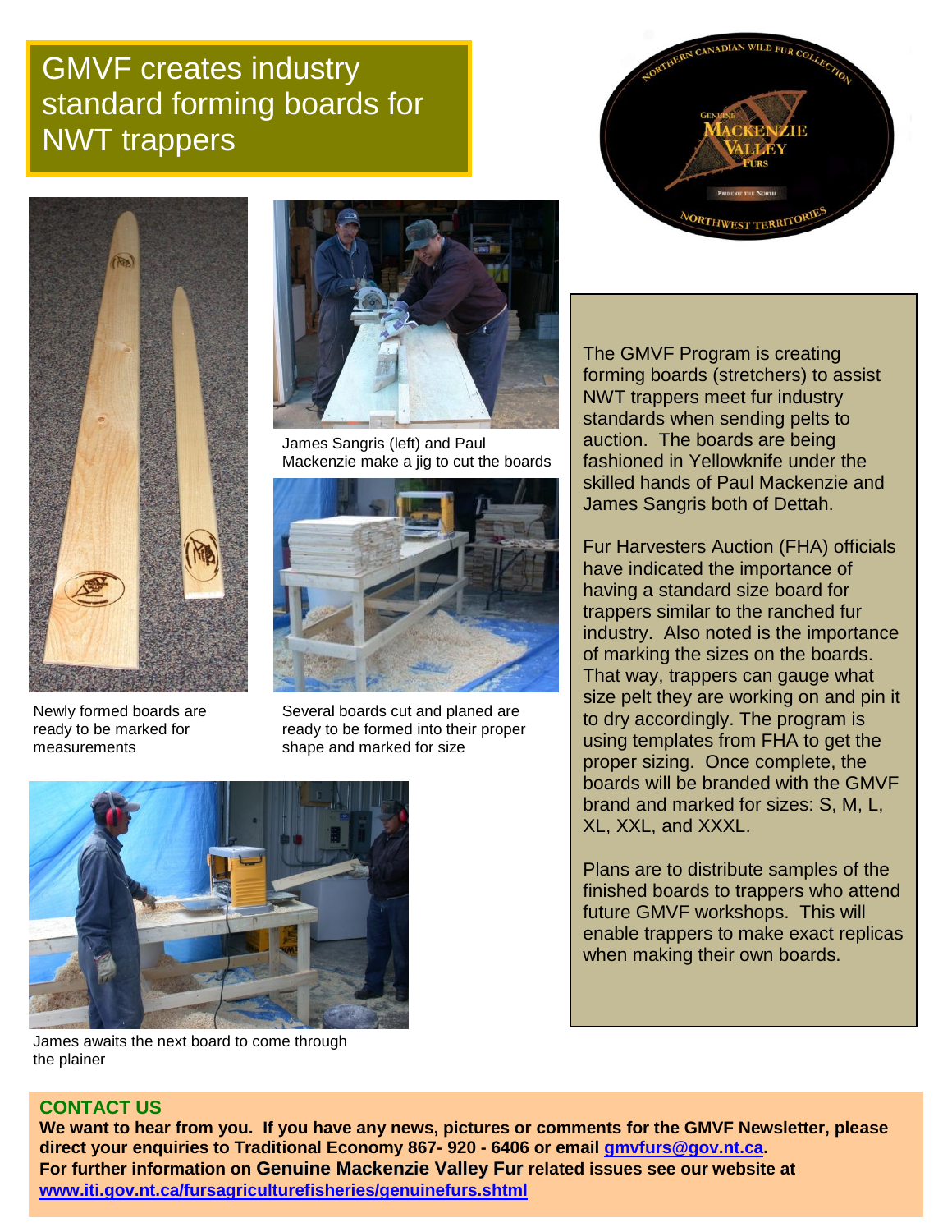# GMVF creates industry standard forming boards for NWT trappers

Newly formed boards are ready to be marked for measurements

James Sangris (left) and Paul Mackenzie make a jig to cut the boards

Several boards cut and planed are ready to be formed into their proper shape and marked for size

James awaits the next board to come through the plainer

The GMVF Program is creating forming boards (stretchers) to assist NWT trappers meet fur industry standards when sending pelts to auction. The boards are being fashioned in Yellowknife under the skilled hands of Paul Mackenzie and James Sangris both of Dettah.

Fur Harvesters Auction (FHA) officials have indicated the importance of having a standard size board for trappers similar to the ranched fur industry. Also noted is the importance of marking the sizes on the boards. That way, trappers can gauge what size pelt they are working on and pin it to dry accordingly. The program is using templates from FHA to get the proper sizing. Once complete, the boards will be branded with the GMVF brand and marked for sizes: S, M, L, XL, XXL, and XXXL.

Plans are to distribute samples of the finished boards to trappers who attend future GMVF workshops. This will enable trappers to make exact replicas when making their own boards.

## CONTACT US

**We want to hear from you. If you have any news, pictures or comments for the GMVF Newsletter, please direct your enquiries to Traditional Economy 867- 920 - 6406 or email gmvfurs@gov.nt.ca.**
**For further information on Genuine Mackenzie Valley Fur related issues see our website at www.iti.gov.nt.ca/fursagriculturefisheries/genuinefurs.shtml**